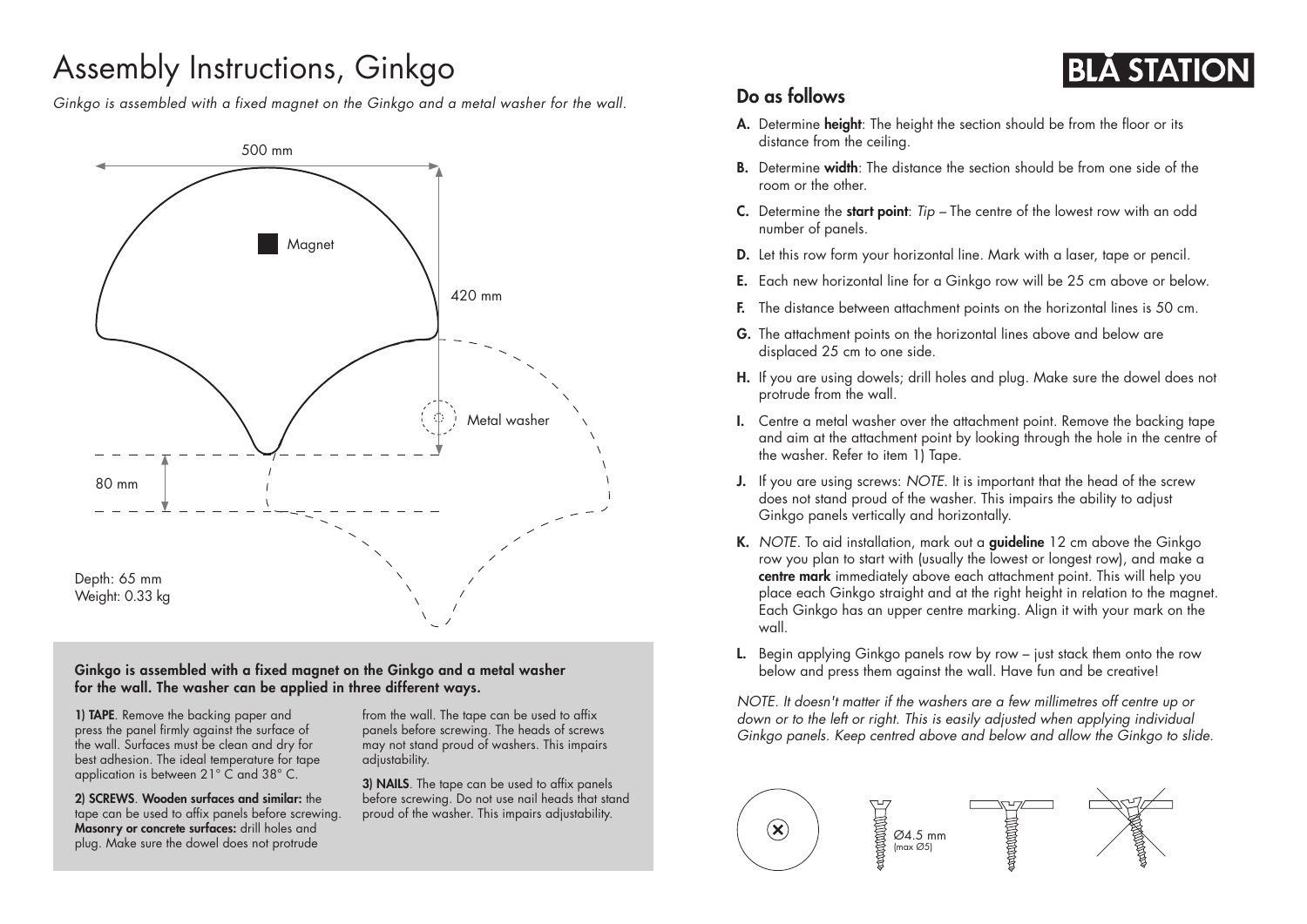# Assembly Instructions, Ginkgo

**BLÅ STATION**

*Ginkgo is assembled with a fixed magnet on the Ginkgo and a metal washer for the wall.*

500 mm

Magnet

420 mm

Metal washer

80 mm

Depth: 65 mm
Weight: 0.33 kg

**Ginkgo is assembled with a fixed magnet on the Ginkgo and a metal washer for the wall. The washer can be applied in three different ways.**

**1) TAPE**. Remove the backing paper and press the panel firmly against the surface of the wall. Surfaces must be clean and dry for best adhesion. The ideal temperature for tape application is between 21° C and 38° C.

**2) SCREWS**. **Wooden surfaces and similar:** the tape can be used to affix panels before screwing. **Masonry or concrete surfaces:** drill holes and plug. Make sure the dowel does not protrude from the wall. The tape can be used to affix panels before screwing. The heads of screws may not stand proud of washers. This impairs adjustability.

**3) NAILS**. The tape can be used to affix panels before screwing. Do not use nail heads that stand proud of the washer. This impairs adjustability.

## Do as follows

- **A.** Determine **height**: The height the section should be from the floor or its distance from the ceiling.
- **B.** Determine **width**: The distance the section should be from one side of the room or the other.
- **C.** Determine the **start point**: *Tip* – The centre of the lowest row with an odd number of panels.
- **D.** Let this row form your horizontal line. Mark with a laser, tape or pencil.
- **E.** Each new horizontal line for a Ginkgo row will be 25 cm above or below.
- **F.** The distance between attachment points on the horizontal lines is 50 cm.
- **G.** The attachment points on the horizontal lines above and below are displaced 25 cm to one side.
- **H.** If you are using dowels; drill holes and plug. Make sure the dowel does not protrude from the wall.
- **I.** Centre a metal washer over the attachment point. Remove the backing tape and aim at the attachment point by looking through the hole in the centre of the washer. Refer to item 1) Tape.
- **J.** If you are using screws: *NOTE*. It is important that the head of the screw does not stand proud of the washer. This impairs the ability to adjust Ginkgo panels vertically and horizontally.
- **K.** *NOTE*. To aid installation, mark out a **guideline** 12 cm above the Ginkgo row you plan to start with (usually the lowest or longest row), and make a **centre mark** immediately above each attachment point. This will help you place each Ginkgo straight and at the right height in relation to the magnet. Each Ginkgo has an upper centre marking. Align it with your mark on the wall.
- **L.** Begin applying Ginkgo panels row by row – just stack them onto the row below and press them against the wall. Have fun and be creative!

*NOTE. It doesn't matter if the washers are a few millimetres off centre up or down or to the left or right. This is easily adjusted when applying individual Ginkgo panels. Keep centred above and below and allow the Ginkgo to slide.*

Ø4.5 mm
(max Ø5)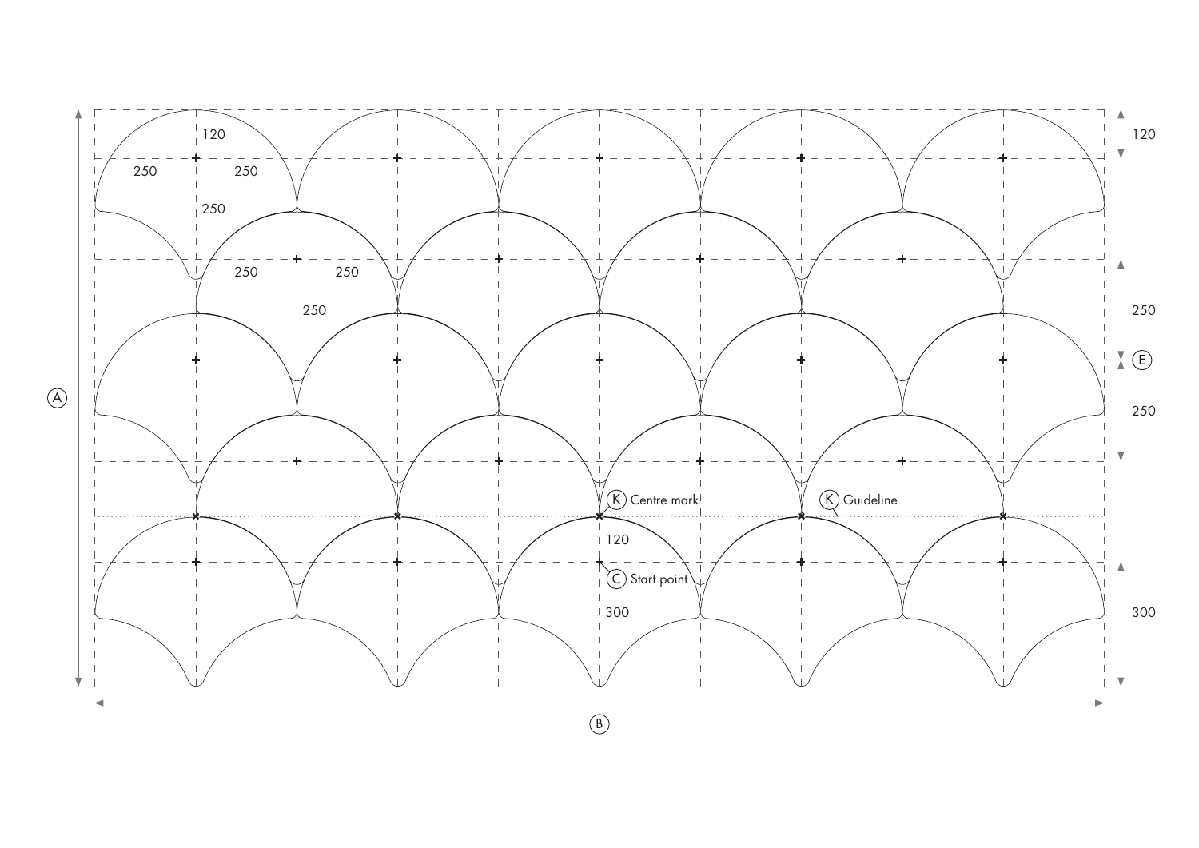120

250

250

250

250

250

250

120

250

E

250

A

K Centre mark

K Guideline

120

C Start point

300

300

B